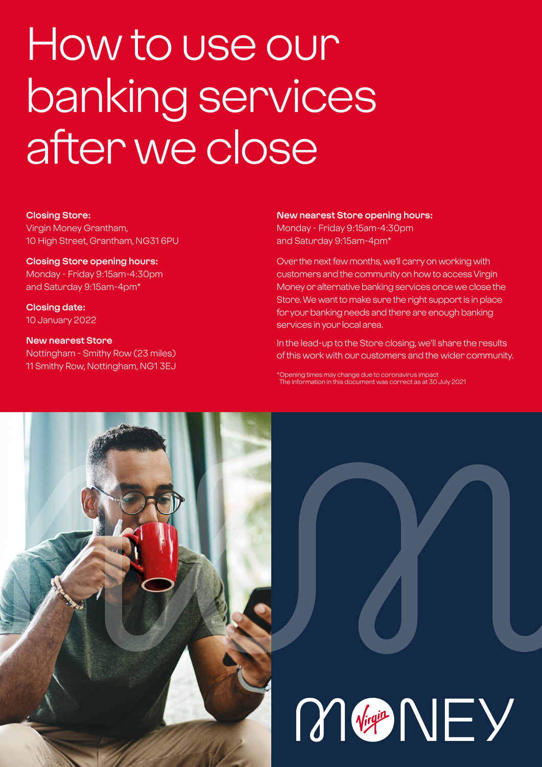# How to use our banking services after we close

**Closing Store:**
Virgin Money Grantham,
10 High Street, Grantham, NG31 6PU

**Closing Store opening hours:**
Monday - Friday 9:15am-4:30pm
and Saturday 9:15am-4pm*

**Closing date:**
10 January 2022

**New nearest Store**
Nottingham - Smithy Row (23 miles)
11 Smithy Row, Nottingham, NG1 3EJ

**New nearest Store opening hours:**
Monday - Friday 9:15am-4:30pm
and Saturday 9:15am-4pm*

Over the next few months, we'll carry on working with customers and the community on how to access Virgin Money or alternative banking services once we close the Store. We want to make sure the right support is in place for your banking needs and there are enough banking services in your local area.

In the lead-up to the Store closing, we'll share the results of this work with our customers and the wider community.

*Opening times may change due to coronavirus impact
The information in this document was correct as at 30 July 2021

MONEY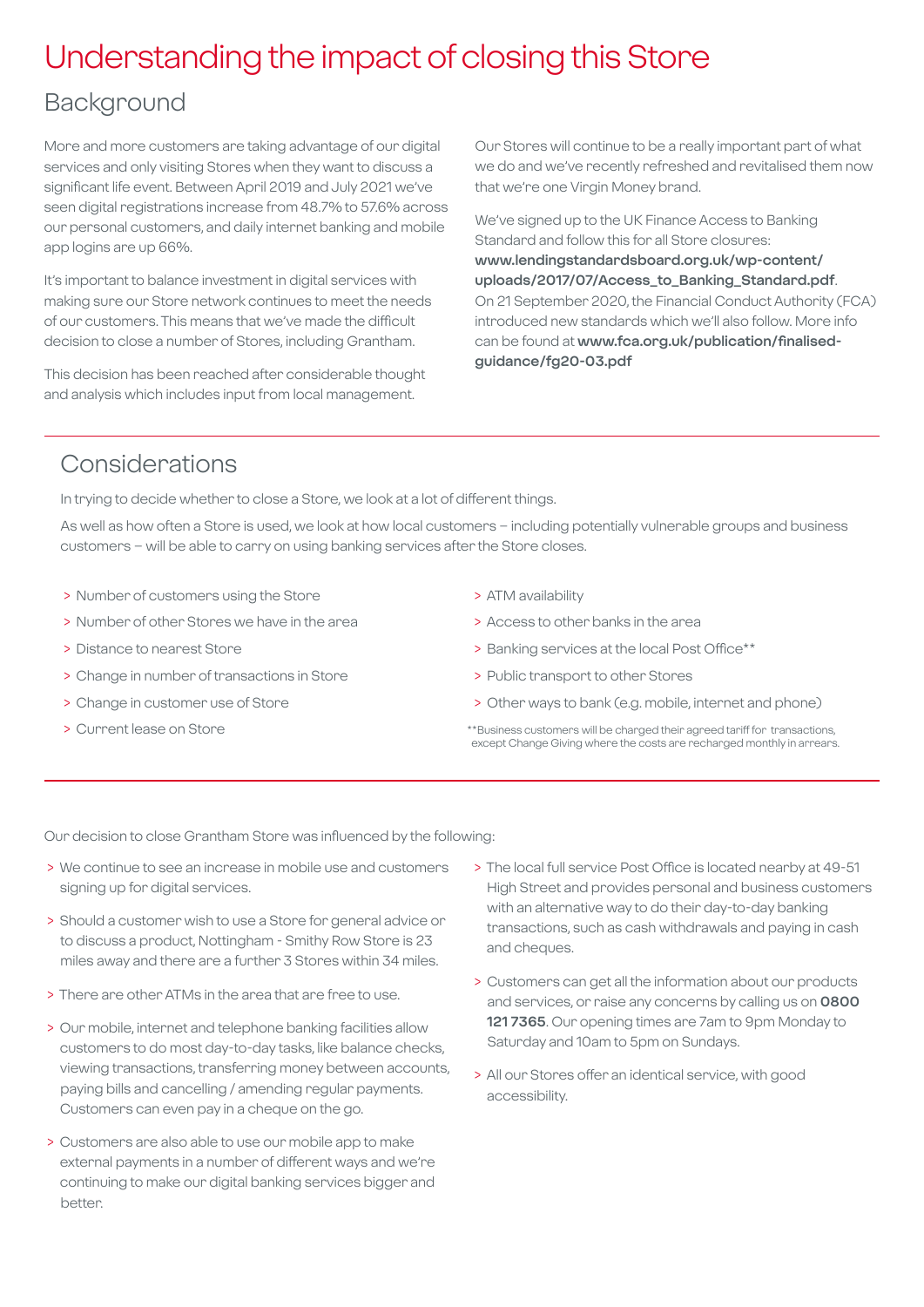# Understanding the impact of closing this Store

## Background

More and more customers are taking advantage of our digital services and only visiting Stores when they want to discuss a significant life event. Between April 2019 and July 2021 we've seen digital registrations increase from 48.7% to 57.6% across our personal customers, and daily internet banking and mobile app logins are up 66%.

It's important to balance investment in digital services with making sure our Store network continues to meet the needs of our customers. This means that we've made the difficult decision to close a number of Stores, including Grantham.

This decision has been reached after considerable thought and analysis which includes input from local management.

Our Stores will continue to be a really important part of what we do and we've recently refreshed and revitalised them now that we're one Virgin Money brand.

We've signed up to the UK Finance Access to Banking Standard and follow this for all Store closures: **www.lendingstandardsboard.org.uk/wp-content/uploads/2017/07/Access_to_Banking_Standard.pdf**. On 21 September 2020, the Financial Conduct Authority (FCA) introduced new standards which we'll also follow. More info can be found at **www.fca.org.uk/publication/finalised-guidance/fg20-03.pdf**

## Considerations

In trying to decide whether to close a Store, we look at a lot of different things.

As well as how often a Store is used, we look at how local customers – including potentially vulnerable groups and business customers – will be able to carry on using banking services after the Store closes.

- Number of customers using the Store
- Number of other Stores we have in the area
- Distance to nearest Store
- Change in number of transactions in Store
- Change in customer use of Store
- Current lease on Store
- ATM availability
- Access to other banks in the area
- Banking services at the local Post Office**
- Public transport to other Stores
- Other ways to bank (e.g. mobile, internet and phone)

**Business customers will be charged their agreed tariff for transactions, except Change Giving where the costs are recharged monthly in arrears.

Our decision to close Grantham Store was influenced by the following:

- We continue to see an increase in mobile use and customers signing up for digital services.
- Should a customer wish to use a Store for general advice or to discuss a product, Nottingham - Smithy Row Store is 23 miles away and there are a further 3 Stores within 34 miles.
- There are other ATMs in the area that are free to use.
- Our mobile, internet and telephone banking facilities allow customers to do most day-to-day tasks, like balance checks, viewing transactions, transferring money between accounts, paying bills and cancelling / amending regular payments. Customers can even pay in a cheque on the go.
- Customers are also able to use our mobile app to make external payments in a number of different ways and we're continuing to make our digital banking services bigger and better.
- The local full service Post Office is located nearby at 49-51 High Street and provides personal and business customers with an alternative way to do their day-to-day banking transactions, such as cash withdrawals and paying in cash and cheques.
- Customers can get all the information about our products and services, or raise any concerns by calling us on **0800 121 7365**. Our opening times are 7am to 9pm Monday to Saturday and 10am to 5pm on Sundays.
- All our Stores offer an identical service, with good accessibility.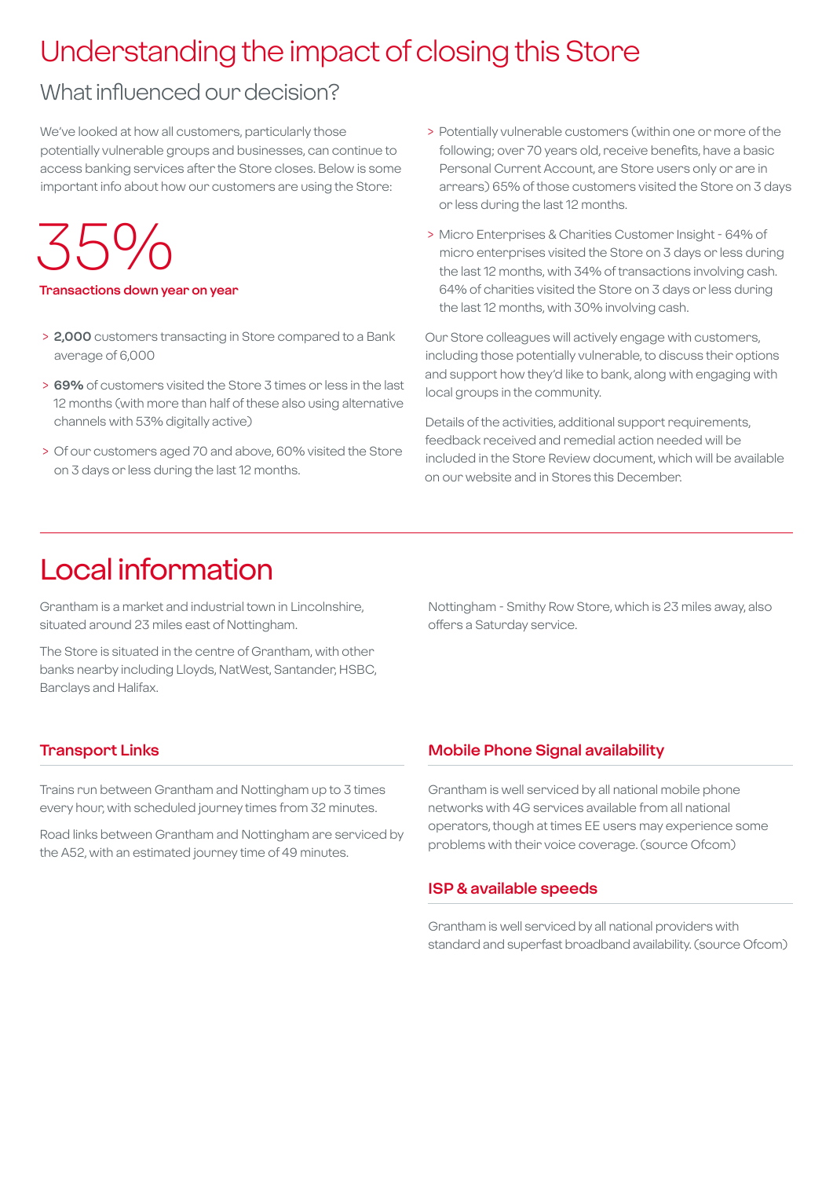# Understanding the impact of closing this Store

## What influenced our decision?

We've looked at how all customers, particularly those potentially vulnerable groups and businesses, can continue to access banking services after the Store closes. Below is some important info about how our customers are using the Store:

35%

**Transactions down year on year**

- **2,000** customers transacting in Store compared to a Bank average of 6,000
- **69%** of customers visited the Store 3 times or less in the last 12 months (with more than half of these also using alternative channels with 53% digitally active)
- Of our customers aged 70 and above, 60% visited the Store on 3 days or less during the last 12 months.
- Potentially vulnerable customers (within one or more of the following; over 70 years old, receive benefits, have a basic Personal Current Account, are Store users only or are in arrears) 65% of those customers visited the Store on 3 days or less during the last 12 months.
- Micro Enterprises & Charities Customer Insight - 64% of micro enterprises visited the Store on 3 days or less during the last 12 months, with 34% of transactions involving cash. 64% of charities visited the Store on 3 days or less during the last 12 months, with 30% involving cash.

Our Store colleagues will actively engage with customers, including those potentially vulnerable, to discuss their options and support how they'd like to bank, along with engaging with local groups in the community.

Details of the activities, additional support requirements, feedback received and remedial action needed will be included in the Store Review document, which will be available on our website and in Stores this December.

# Local information

Grantham is a market and industrial town in Lincolnshire, situated around 23 miles east of Nottingham.

The Store is situated in the centre of Grantham, with other banks nearby including Lloyds, NatWest, Santander, HSBC, Barclays and Halifax.

Nottingham - Smithy Row Store, which is 23 miles away, also offers a Saturday service.

### Transport Links

Trains run between Grantham and Nottingham up to 3 times every hour, with scheduled journey times from 32 minutes.

Road links between Grantham and Nottingham are serviced by the A52, with an estimated journey time of 49 minutes.

### Mobile Phone Signal availability

Grantham is well serviced by all national mobile phone networks with 4G services available from all national operators, though at times EE users may experience some problems with their voice coverage. (source Ofcom)

### ISP & available speeds

Grantham is well serviced by all national providers with standard and superfast broadband availability. (source Ofcom)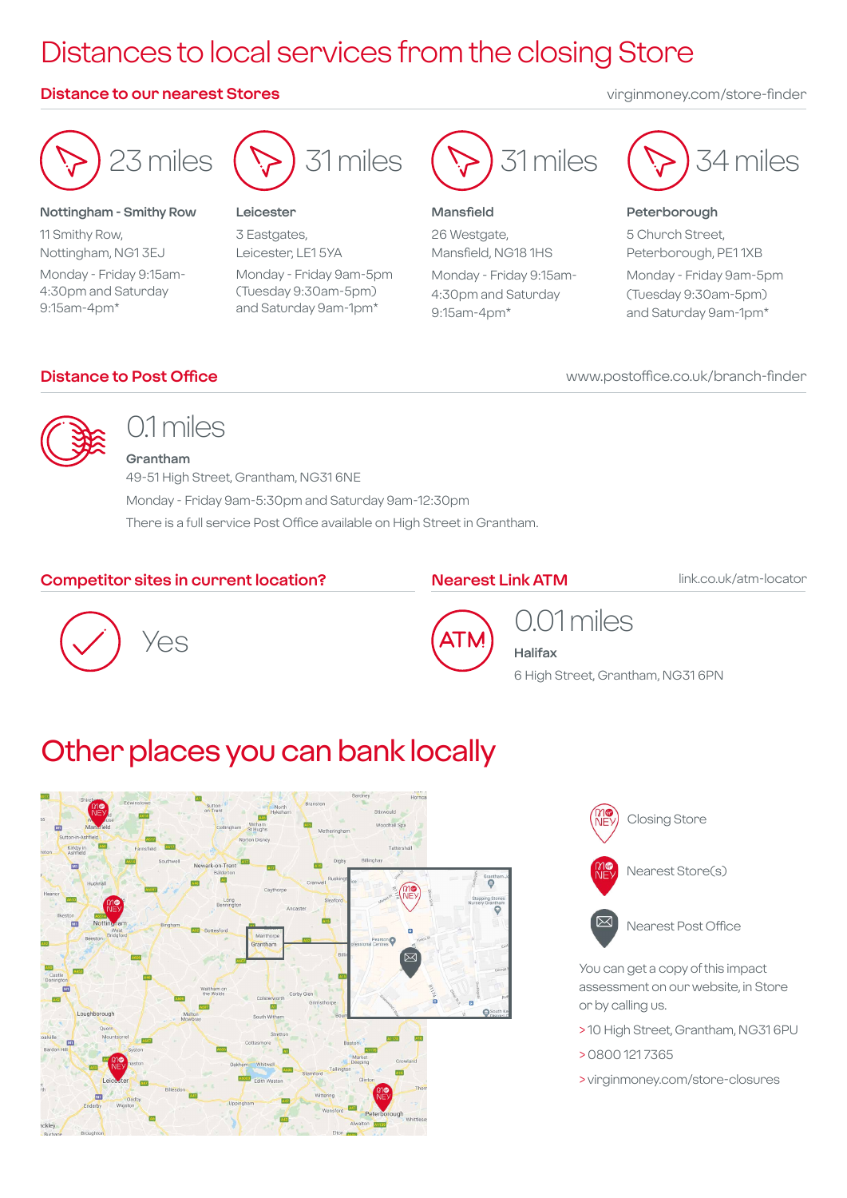# Distances to local services from the closing Store

## Distance to our nearest Stores

virginmoney.com/store-finder

**23 miles**

**Nottingham - Smithy Row**
11 Smithy Row,
Nottingham, NG1 3EJ
Monday - Friday 9:15am-4:30pm and Saturday 9:15am-4pm*

**31 miles**

**Leicester**
3 Eastgates,
Leicester, LE1 5YA
Monday - Friday 9am-5pm (Tuesday 9:30am-5pm) and Saturday 9am-1pm*

**31 miles**

**Mansfield**
26 Westgate,
Mansfield, NG18 1HS
Monday - Friday 9:15am-4:30pm and Saturday 9:15am-4pm*

**34 miles**

**Peterborough**
5 Church Street,
Peterborough, PE1 1XB
Monday - Friday 9am-5pm (Tuesday 9:30am-5pm) and Saturday 9am-1pm*

## Distance to Post Office

www.postoffice.co.uk/branch-finder

**0.1 miles**

**Grantham**
49-51 High Street, Grantham, NG31 6NE
Monday - Friday 9am-5:30pm and Saturday 9am-12:30pm
There is a full service Post Office available on High Street in Grantham.

## Competitor sites in current location?

Yes

## Nearest Link ATM

link.co.uk/atm-locator

**0.01 miles**

**Halifax**
6 High Street, Grantham, NG31 6PN

# Other places you can bank locally

Closing Store

Nearest Store(s)

Nearest Post Office

You can get a copy of this impact assessment on our website, in Store or by calling us.

> 10 High Street, Grantham, NG31 6PU
> 0800 121 7365
> virginmoney.com/store-closures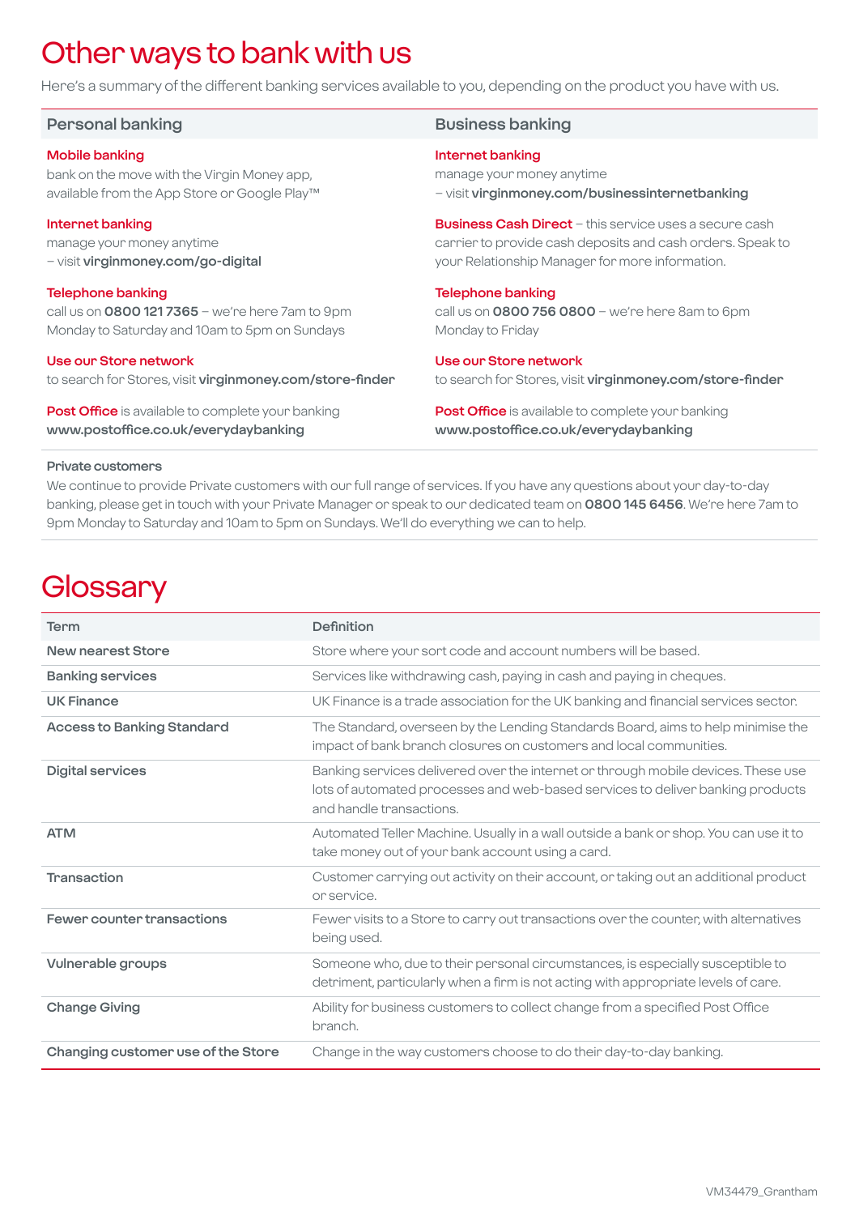# Other ways to bank with us

Here's a summary of the different banking services available to you, depending on the product you have with us.

## Personal banking

**Mobile banking**
bank on the move with the Virgin Money app, available from the App Store or Google Play™

**Internet banking**
manage your money anytime
– visit **virginmoney.com/go-digital**

**Telephone banking**
call us on **0800 121 7365** – we're here 7am to 9pm Monday to Saturday and 10am to 5pm on Sundays

**Use our Store network**
to search for Stores, visit **virginmoney.com/store-finder**

**Post Office** is available to complete your banking
**www.postoffice.co.uk/everydaybanking**

## Business banking

**Internet banking**
manage your money anytime
– visit **virginmoney.com/businessinternetbanking**

**Business Cash Direct** – this service uses a secure cash carrier to provide cash deposits and cash orders. Speak to your Relationship Manager for more information.

**Telephone banking**
call us on **0800 756 0800** – we're here 8am to 6pm Monday to Friday

**Use our Store network**
to search for Stores, visit **virginmoney.com/store-finder**

**Post Office** is available to complete your banking
**www.postoffice.co.uk/everydaybanking**

**Private customers**
We continue to provide Private customers with our full range of services. If you have any questions about your day-to-day banking, please get in touch with your Private Manager or speak to our dedicated team on **0800 145 6456**. We're here 7am to 9pm Monday to Saturday and 10am to 5pm on Sundays. We'll do everything we can to help.

# Glossary

| Term | Definition |
|---|---|
| **New nearest Store** | Store where your sort code and account numbers will be based. |
| **Banking services** | Services like withdrawing cash, paying in cash and paying in cheques. |
| **UK Finance** | UK Finance is a trade association for the UK banking and financial services sector. |
| **Access to Banking Standard** | The Standard, overseen by the Lending Standards Board, aims to help minimise the impact of bank branch closures on customers and local communities. |
| **Digital services** | Banking services delivered over the internet or through mobile devices. These use lots of automated processes and web-based services to deliver banking products and handle transactions. |
| **ATM** | Automated Teller Machine. Usually in a wall outside a bank or shop. You can use it to take money out of your bank account using a card. |
| **Transaction** | Customer carrying out activity on their account, or taking out an additional product or service. |
| **Fewer counter transactions** | Fewer visits to a Store to carry out transactions over the counter, with alternatives being used. |
| **Vulnerable groups** | Someone who, due to their personal circumstances, is especially susceptible to detriment, particularly when a firm is not acting with appropriate levels of care. |
| **Change Giving** | Ability for business customers to collect change from a specified Post Office branch. |
| **Changing customer use of the Store** | Change in the way customers choose to do their day-to-day banking. |

VM34479_Grantham